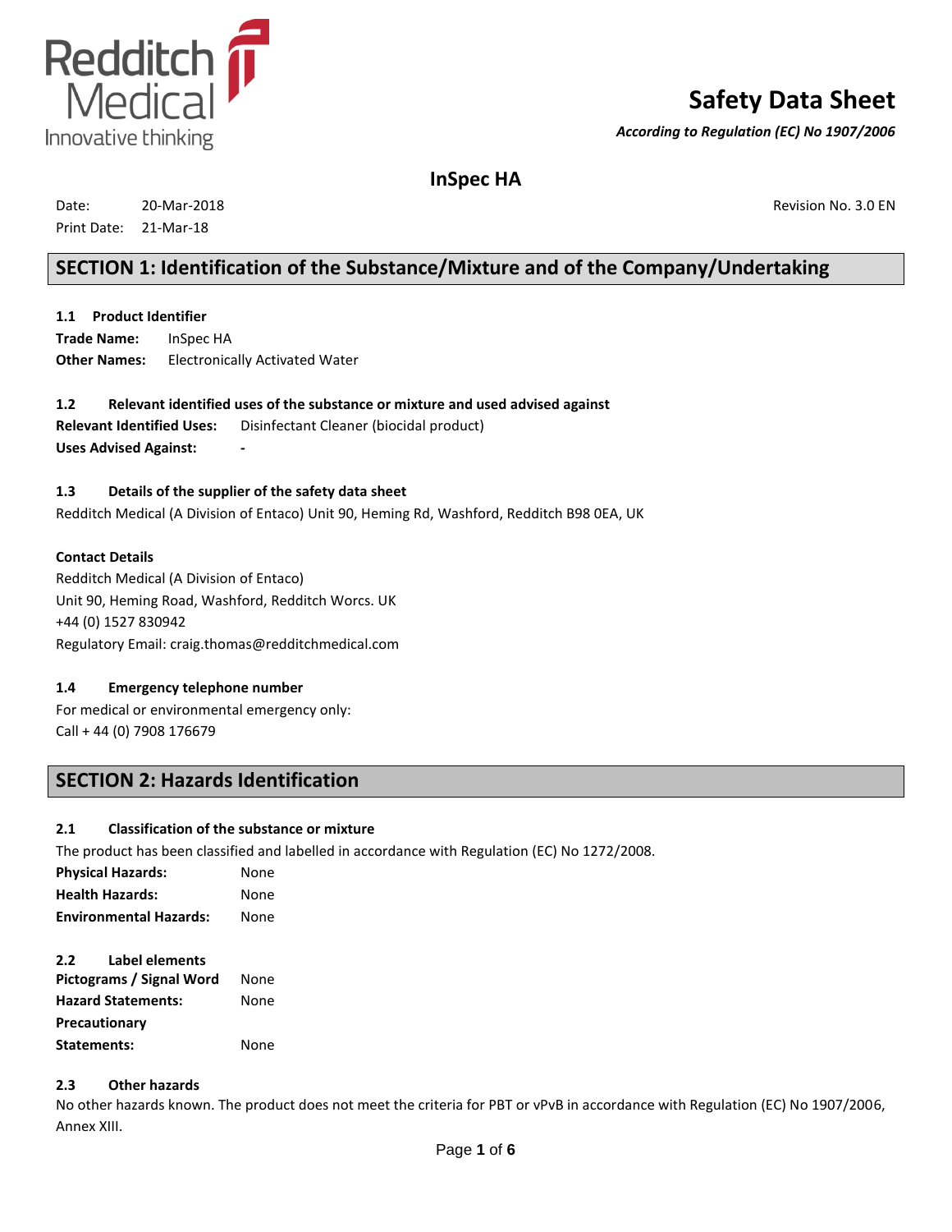Redditch Medical
Innovative thinking

# Safety Data Sheet

***According to Regulation (EC) No 1907/2006***

## InSpec HA

Date: 20-Mar-2018 Revision No. 3.0 EN
Print Date: 21-Mar-18

## SECTION 1: Identification of the Substance/Mixture and of the Company/Undertaking

### 1.1 Product Identifier

**Trade Name:** InSpec HA
**Other Names:** Electronically Activated Water

### 1.2 Relevant identified uses of the substance or mixture and used advised against

**Relevant Identified Uses:** Disinfectant Cleaner (biocidal product)
**Uses Advised Against:** -

### 1.3 Details of the supplier of the safety data sheet

Redditch Medical (A Division of Entaco) Unit 90, Heming Rd, Washford, Redditch B98 0EA, UK

**Contact Details**
Redditch Medical (A Division of Entaco)
Unit 90, Heming Road, Washford, Redditch Worcs. UK
+44 (0) 1527 830942
Regulatory Email: craig.thomas@redditchmedical.com

### 1.4 Emergency telephone number

For medical or environmental emergency only:
Call + 44 (0) 7908 176679

## SECTION 2: Hazards Identification

### 2.1 Classification of the substance or mixture

The product has been classified and labelled in accordance with Regulation (EC) No 1272/2008.

**Physical Hazards:** None
**Health Hazards:** None
**Environmental Hazards:** None

### 2.2 Label elements

**Pictograms / Signal Word** None
**Hazard Statements:** None
**Precautionary Statements:** None

### 2.3 Other hazards

No other hazards known. The product does not meet the criteria for PBT or vPvB in accordance with Regulation (EC) No 1907/2006, Annex XIII.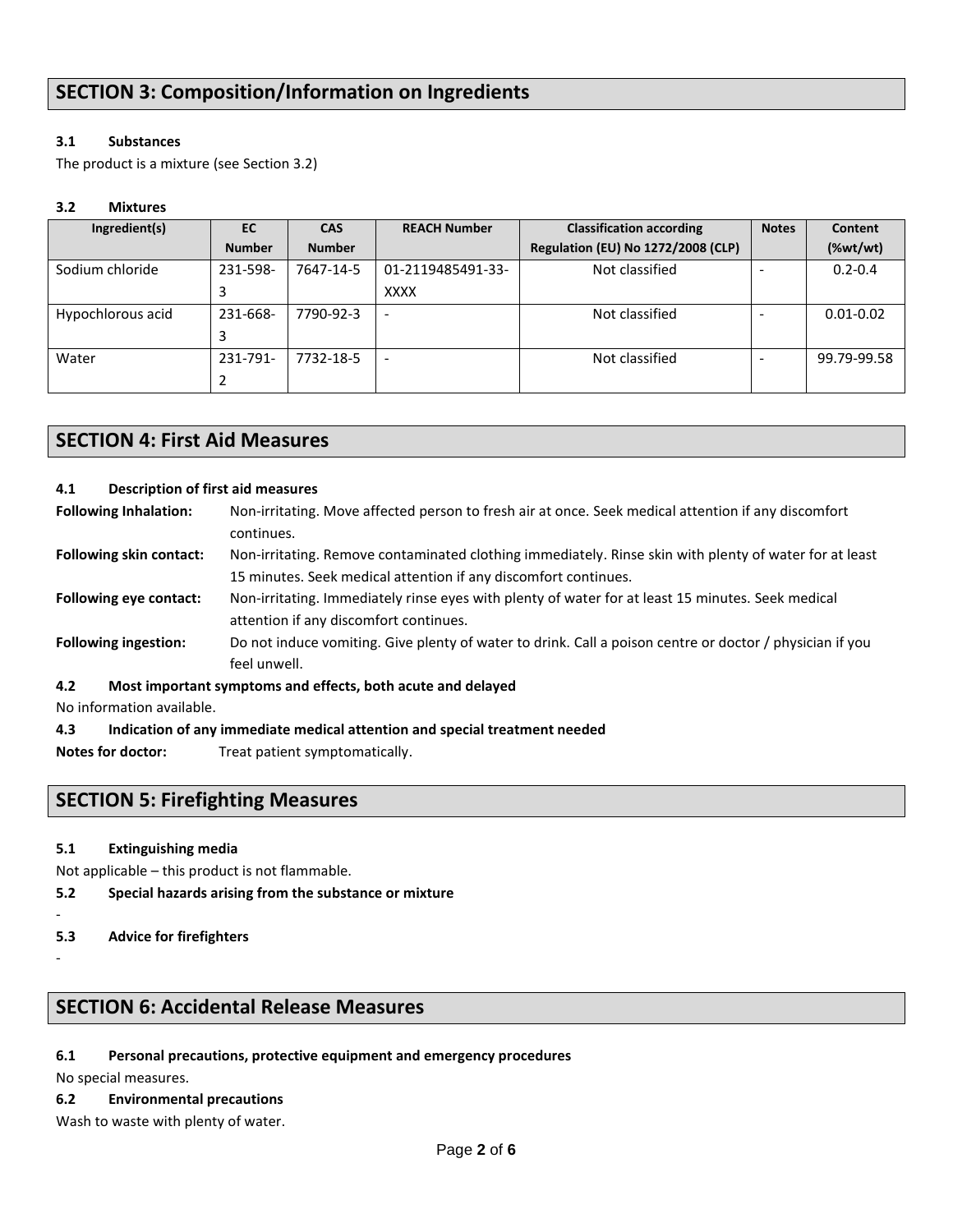## SECTION 3: Composition/Information on Ingredients

### 3.1 Substances

The product is a mixture (see Section 3.2)

### 3.2 Mixtures

| Ingredient(s) | EC Number | CAS Number | REACH Number | Classification according Regulation (EU) No 1272/2008 (CLP) | Notes | Content (%wt/wt) |
|---|---|---|---|---|---|---|
| Sodium chloride | 231-598-3 | 7647-14-5 | 01-2119485491-33-XXXX | Not classified | - | 0.2-0.4 |
| Hypochlorous acid | 231-668-3 | 7790-92-3 | - | Not classified | - | 0.01-0.02 |
| Water | 231-791-2 | 7732-18-5 | - | Not classified | - | 99.79-99.58 |

## SECTION 4: First Aid Measures

### 4.1 Description of first aid measures

**Following Inhalation:** Non-irritating. Move affected person to fresh air at once. Seek medical attention if any discomfort continues.

**Following skin contact:** Non-irritating. Remove contaminated clothing immediately. Rinse skin with plenty of water for at least 15 minutes. Seek medical attention if any discomfort continues.

**Following eye contact:** Non-irritating. Immediately rinse eyes with plenty of water for at least 15 minutes. Seek medical attention if any discomfort continues.

**Following ingestion:** Do not induce vomiting. Give plenty of water to drink. Call a poison centre or doctor / physician if you feel unwell.

### 4.2 Most important symptoms and effects, both acute and delayed

No information available.

### 4.3 Indication of any immediate medical attention and special treatment needed

**Notes for doctor:** Treat patient symptomatically.

## SECTION 5: Firefighting Measures

### 5.1 Extinguishing media

Not applicable – this product is not flammable.

### 5.2 Special hazards arising from the substance or mixture

-

### 5.3 Advice for firefighters

-

## SECTION 6: Accidental Release Measures

### 6.1 Personal precautions, protective equipment and emergency procedures

No special measures.

### 6.2 Environmental precautions

Wash to waste with plenty of water.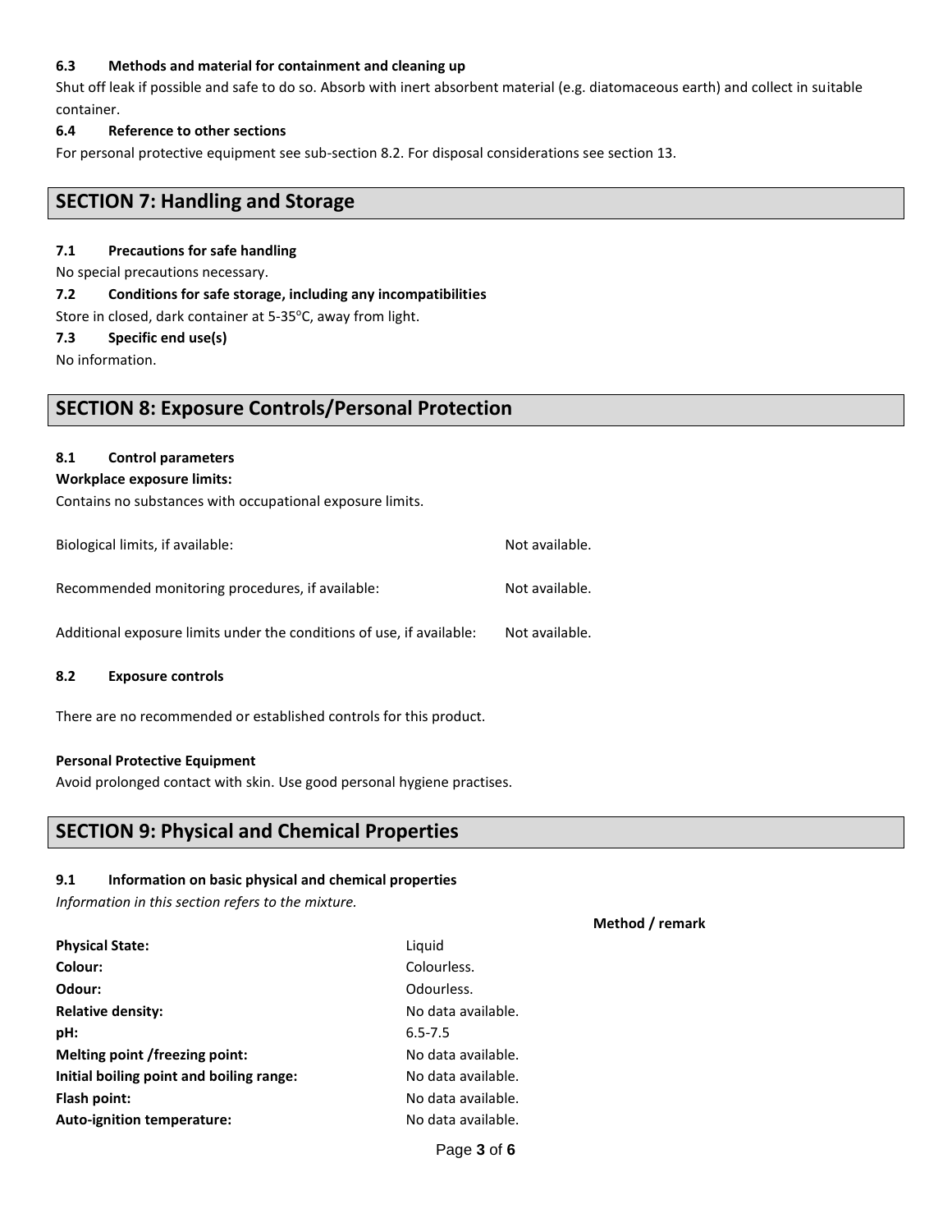### 6.3 Methods and material for containment and cleaning up

Shut off leak if possible and safe to do so. Absorb with inert absorbent material (e.g. diatomaceous earth) and collect in suitable container.

### 6.4 Reference to other sections

For personal protective equipment see sub-section 8.2. For disposal considerations see section 13.

## SECTION 7: Handling and Storage

### 7.1 Precautions for safe handling

No special precautions necessary.

### 7.2 Conditions for safe storage, including any incompatibilities

Store in closed, dark container at 5-35°C, away from light.

### 7.3 Specific end use(s)

No information.

## SECTION 8: Exposure Controls/Personal Protection

### 8.1 Control parameters

**Workplace exposure limits:**

Contains no substances with occupational exposure limits.

| | |
|---|---|
| Biological limits, if available: | Not available. |
| Recommended monitoring procedures, if available: | Not available. |
| Additional exposure limits under the conditions of use, if available: | Not available. |

### 8.2 Exposure controls

There are no recommended or established controls for this product.

**Personal Protective Equipment**

Avoid prolonged contact with skin. Use good personal hygiene practises.

## SECTION 9: Physical and Chemical Properties

### 9.1 Information on basic physical and chemical properties

*Information in this section refers to the mixture.*

| | | Method / remark |
|---|---|---|
| **Physical State:** | Liquid | |
| **Colour:** | Colourless. | |
| **Odour:** | Odourless. | |
| **Relative density:** | No data available. | |
| **pH:** | 6.5-7.5 | |
| **Melting point /freezing point:** | No data available. | |
| **Initial boiling point and boiling range:** | No data available. | |
| **Flash point:** | No data available. | |
| **Auto-ignition temperature:** | No data available. | |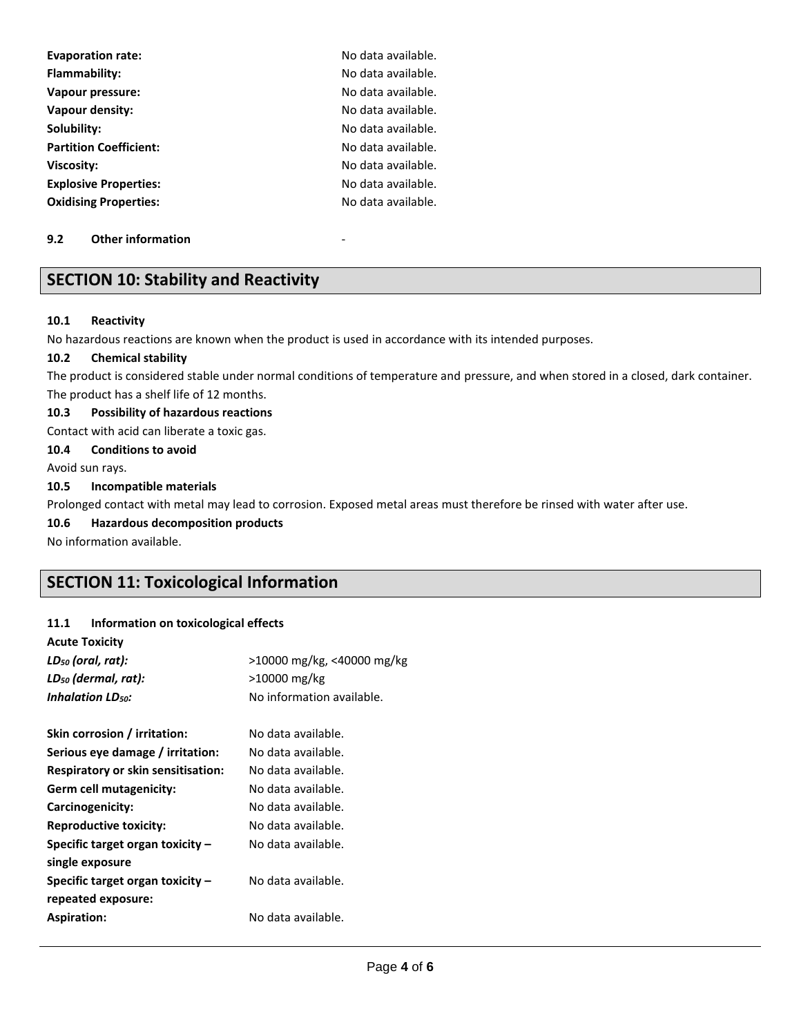| | |
|---|---|
| **Evaporation rate:** | No data available. |
| **Flammability:** | No data available. |
| **Vapour pressure:** | No data available. |
| **Vapour density:** | No data available. |
| **Solubility:** | No data available. |
| **Partition Coefficient:** | No data available. |
| **Viscosity:** | No data available. |
| **Explosive Properties:** | No data available. |
| **Oxidising Properties:** | No data available. |

**9.2 Other information** -

## SECTION 10: Stability and Reactivity

**10.1 Reactivity**

No hazardous reactions are known when the product is used in accordance with its intended purposes.

**10.2 Chemical stability**

The product is considered stable under normal conditions of temperature and pressure, and when stored in a closed, dark container. The product has a shelf life of 12 months.

**10.3 Possibility of hazardous reactions**

Contact with acid can liberate a toxic gas.

**10.4 Conditions to avoid**

Avoid sun rays.

**10.5 Incompatible materials**

Prolonged contact with metal may lead to corrosion. Exposed metal areas must therefore be rinsed with water after use.

**10.6 Hazardous decomposition products**

No information available.

## SECTION 11: Toxicological Information

**11.1 Information on toxicological effects**

**Acute Toxicity**

| | |
|---|---|
| ***$LD_{50}$ (oral, rat):*** | >10000 mg/kg, <40000 mg/kg |
| ***$LD_{50}$ (dermal, rat):*** | >10000 mg/kg |
| ***Inhalation $LD_{50}$:*** | No information available. |

| | |
|---|---|
| **Skin corrosion / irritation:** | No data available. |
| **Serious eye damage / irritation:** | No data available. |
| **Respiratory or skin sensitisation:** | No data available. |
| **Germ cell mutagenicity:** | No data available. |
| **Carcinogenicity:** | No data available. |
| **Reproductive toxicity:** | No data available. |
| **Specific target organ toxicity – single exposure** | No data available. |
| **Specific target organ toxicity – repeated exposure:** | No data available. |
| **Aspiration:** | No data available. |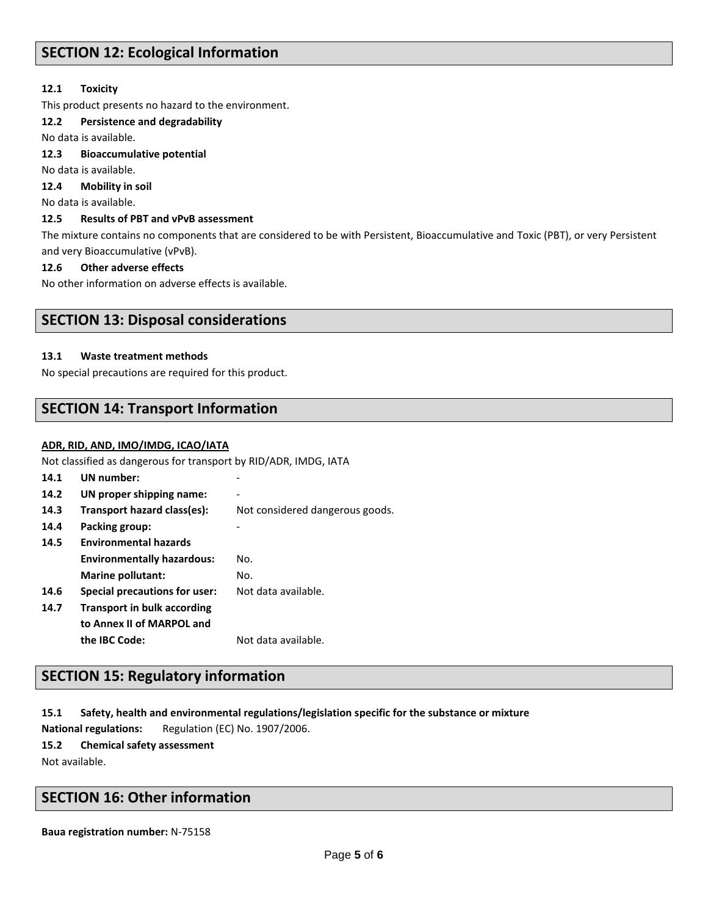## SECTION 12: Ecological Information

**12.1 Toxicity**

This product presents no hazard to the environment.

**12.2 Persistence and degradability**

No data is available.

**12.3 Bioaccumulative potential**

No data is available.

**12.4 Mobility in soil**

No data is available.

**12.5 Results of PBT and vPvB assessment**

The mixture contains no components that are considered to be with Persistent, Bioaccumulative and Toxic (PBT), or very Persistent and very Bioaccumulative (vPvB).

**12.6 Other adverse effects**

No other information on adverse effects is available.

## SECTION 13: Disposal considerations

**13.1 Waste treatment methods**

No special precautions are required for this product.

## SECTION 14: Transport Information

**ADR, RID, AND, IMO/IMDG, ICAO/IATA**

Not classified as dangerous for transport by RID/ADR, IMDG, IATA

| | | |
|---|---|---|
| **14.1** | **UN number:** | - |
| **14.2** | **UN proper shipping name:** | - |
| **14.3** | **Transport hazard class(es):** | Not considered dangerous goods. |
| **14.4** | **Packing group:** | - |
| **14.5** | **Environmental hazards** | |
| | **Environmentally hazardous:** | No. |
| | **Marine pollutant:** | No. |
| **14.6** | **Special precautions for user:** | Not data available. |
| **14.7** | **Transport in bulk according to Annex II of MARPOL and the IBC Code:** | Not data available. |

## SECTION 15: Regulatory information

**15.1 Safety, health and environmental regulations/legislation specific for the substance or mixture**

**National regulations:** Regulation (EC) No. 1907/2006.

**15.2 Chemical safety assessment**

Not available.

## SECTION 16: Other information

**Baua registration number:** N-75158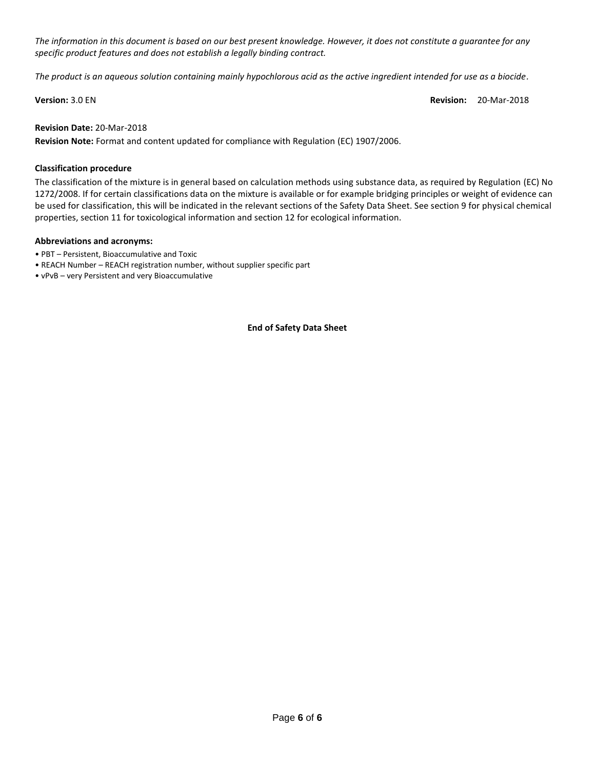*The information in this document is based on our best present knowledge. However, it does not constitute a guarantee for any specific product features and does not establish a legally binding contract.*

*The product is an aqueous solution containing mainly hypochlorous acid as the active ingredient intended for use as a biocide.*

**Version:** 3.0 EN **Revision:** 20-Mar-2018

**Revision Date:** 20-Mar-2018

**Revision Note:** Format and content updated for compliance with Regulation (EC) 1907/2006.

**Classification procedure**

The classification of the mixture is in general based on calculation methods using substance data, as required by Regulation (EC) No 1272/2008. If for certain classifications data on the mixture is available or for example bridging principles or weight of evidence can be used for classification, this will be indicated in the relevant sections of the Safety Data Sheet. See section 9 for physical chemical properties, section 11 for toxicological information and section 12 for ecological information.

**Abbreviations and acronyms:**

- PBT – Persistent, Bioaccumulative and Toxic
- REACH Number – REACH registration number, without supplier specific part
- vPvB – very Persistent and very Bioaccumulative

**End of Safety Data Sheet**